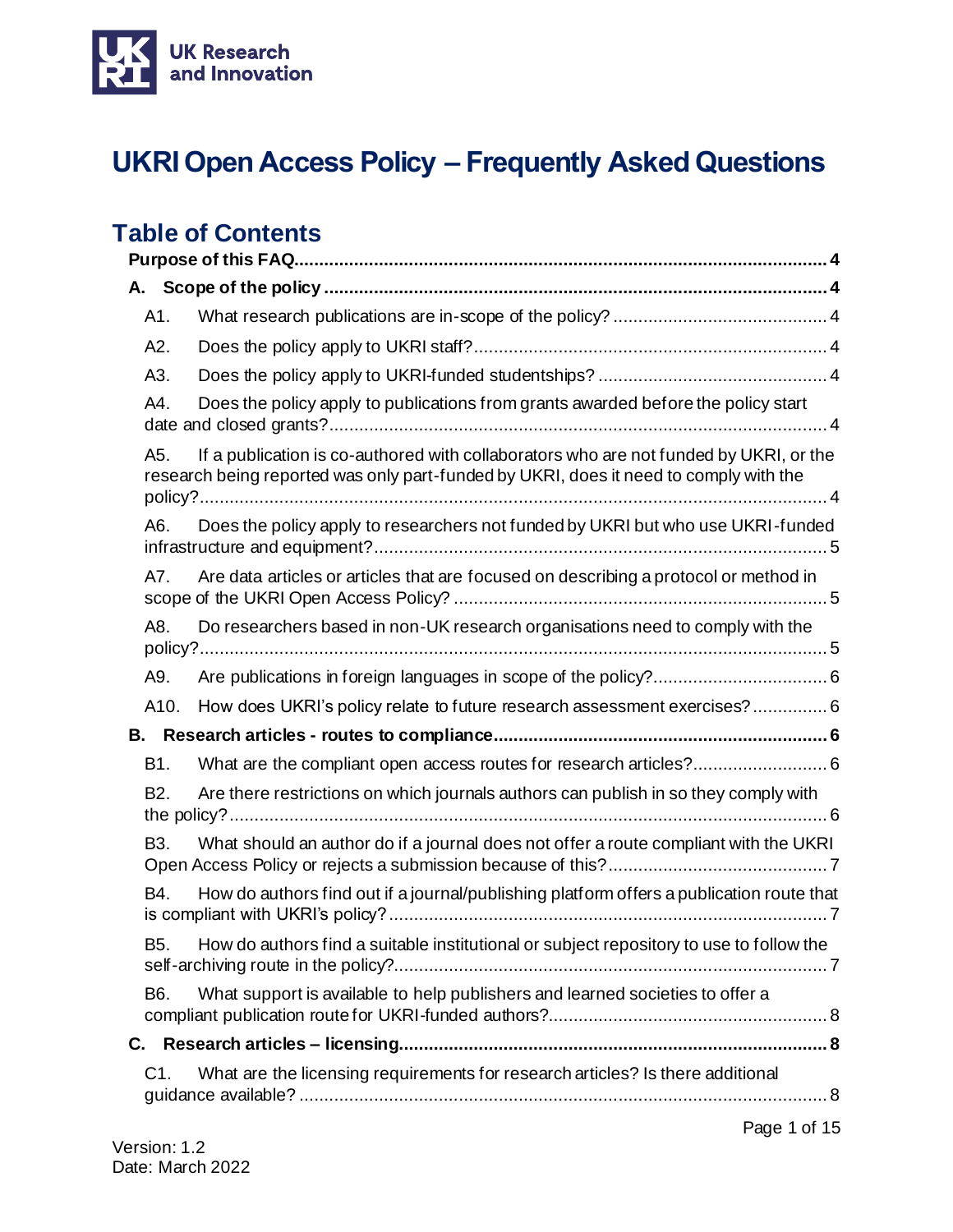UK Research and Innovation

# UKRI Open Access Policy – Frequently Asked Questions

## Table of Contents

- **Purpose of this FAQ** .......... 4
- **A. Scope of the policy** .......... 4
  - A1. What research publications are in-scope of the policy? .......... 4
  - A2. Does the policy apply to UKRI staff? .......... 4
  - A3. Does the policy apply to UKRI-funded studentships? .......... 4
  - A4. Does the policy apply to publications from grants awarded before the policy start date and closed grants? .......... 4
  - A5. If a publication is co-authored with collaborators who are not funded by UKRI, or the research being reported was only part-funded by UKRI, does it need to comply with the policy? .......... 4
  - A6. Does the policy apply to researchers not funded by UKRI but who use UKRI-funded infrastructure and equipment? .......... 5
  - A7. Are data articles or articles that are focused on describing a protocol or method in scope of the UKRI Open Access Policy? .......... 5
  - A8. Do researchers based in non-UK research organisations need to comply with the policy? .......... 5
  - A9. Are publications in foreign languages in scope of the policy? .......... 6
  - A10. How does UKRI's policy relate to future research assessment exercises? .......... 6
- **B. Research articles - routes to compliance** .......... 6
  - B1. What are the compliant open access routes for research articles? .......... 6
  - B2. Are there restrictions on which journals authors can publish in so they comply with the policy? .......... 6
  - B3. What should an author do if a journal does not offer a route compliant with the UKRI Open Access Policy or rejects a submission because of this? .......... 7
  - B4. How do authors find out if a journal/publishing platform offers a publication route that is compliant with UKRI's policy? .......... 7
  - B5. How do authors find a suitable institutional or subject repository to use to follow the self-archiving route in the policy? .......... 7
  - B6. What support is available to help publishers and learned societies to offer a compliant publication route for UKRI-funded authors? .......... 8
- **C. Research articles – licensing** .......... 8
  - C1. What are the licensing requirements for research articles? Is there additional guidance available? .......... 8

Version: 1.2
Date: March 2022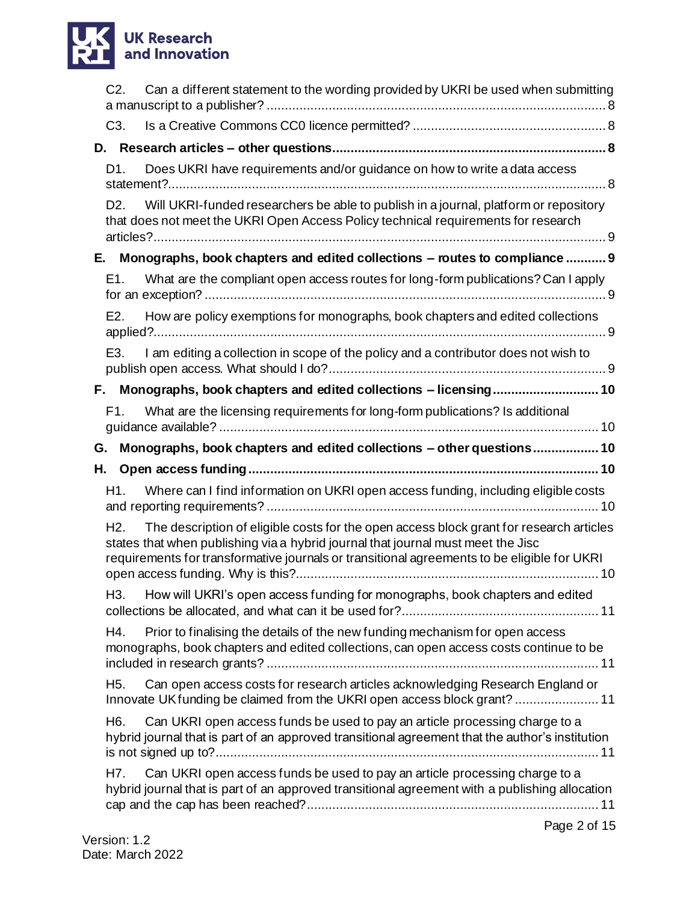C2. Can a different statement to the wording provided by UKRI be used when submitting a manuscript to a publisher? ............................................................................................ 8

C3. Is a Creative Commons CC0 licence permitted? .................................................... 8

**D. Research articles – other questions.......................................................................... 8**

D1. Does UKRI have requirements and/or guidance on how to write a data access statement?....................................................................................................................... 8

D2. Will UKRI-funded researchers be able to publish in a journal, platform or repository that does not meet the UKRI Open Access Policy technical requirements for research articles?........................................................................................................................... 9

**E. Monographs, book chapters and edited collections – routes to compliance ........... 9**

E1. What are the compliant open access routes for long-form publications? Can I apply for an exception? ............................................................................................................. 9

E2. How are policy exemptions for monographs, book chapters and edited collections applied?............................................................................................................................ 9

E3. I am editing a collection in scope of the policy and a contributor does not wish to publish open access. What should I do?........................................................................... 9

**F. Monographs, book chapters and edited collections – licensing............................. 10**

F1. What are the licensing requirements for long-form publications? Is additional guidance available? ....................................................................................................... 10

**G. Monographs, book chapters and edited collections – other questions.................. 10**

**H. Open access funding ................................................................................................ 10**

H1. Where can I find information on UKRI open access funding, including eligible costs and reporting requirements? .......................................................................................... 10

H2. The description of eligible costs for the open access block grant for research articles states that when publishing via a hybrid journal that journal must meet the Jisc requirements for transformative journals or transitional agreements to be eligible for UKRI open access funding. Why is this?.................................................................................. 10

H3. How will UKRI's open access funding for monographs, book chapters and edited collections be allocated, and what can it be used for?...................................................... 11

H4. Prior to finalising the details of the new funding mechanism for open access monographs, book chapters and edited collections, can open access costs continue to be included in research grants? .......................................................................................... 11

H5. Can open access costs for research articles acknowledging Research England or Innovate UK funding be claimed from the UKRI open access block grant? ....................... 11

H6. Can UKRI open access funds be used to pay an article processing charge to a hybrid journal that is part of an approved transitional agreement that the author's institution is not signed up to?........................................................................................................ 11

H7. Can UKRI open access funds be used to pay an article processing charge to a hybrid journal that is part of an approved transitional agreement with a publishing allocation cap and the cap has been reached?................................................................................ 11

Version: 1.2
Date: March 2022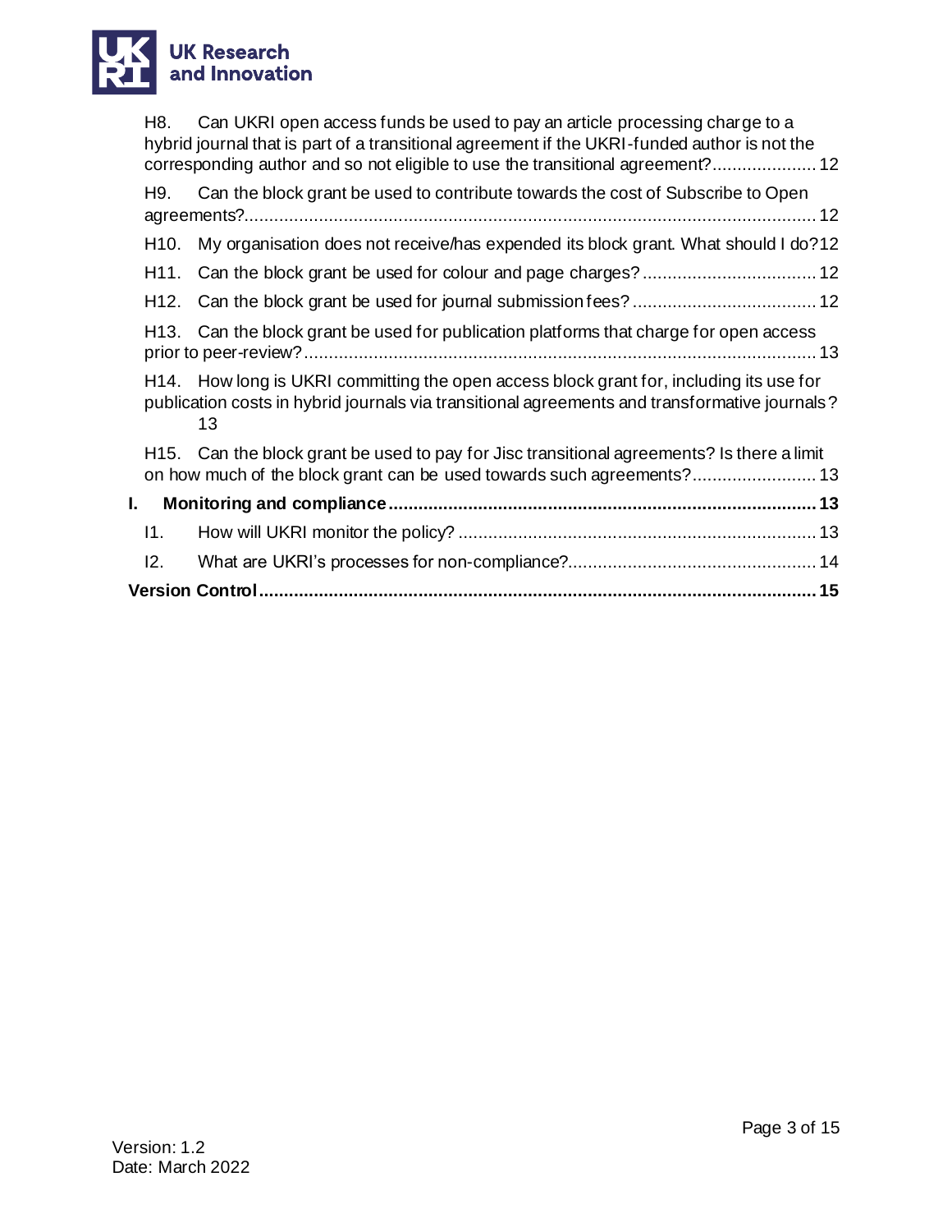H8. Can UKRI open access funds be used to pay an article processing charge to a hybrid journal that is part of a transitional agreement if the UKRI-funded author is not the corresponding author and so not eligible to use the transitional agreement? ..................... 12

H9. Can the block grant be used to contribute towards the cost of Subscribe to Open agreements? ..................... 12

H10. My organisation does not receive/has expended its block grant. What should I do? 12

H11. Can the block grant be used for colour and page charges? ..................... 12

H12. Can the block grant be used for journal submission fees? ..................... 12

H13. Can the block grant be used for publication platforms that charge for open access prior to peer-review? ..................... 13

H14. How long is UKRI committing the open access block grant for, including its use for publication costs in hybrid journals via transitional agreements and transformative journals? 13

H15. Can the block grant be used to pay for Jisc transitional agreements? Is there a limit on how much of the block grant can be used towards such agreements? ..................... 13

**I. Monitoring and compliance ..................... 13**

I1. How will UKRI monitor the policy? ..................... 13

I2. What are UKRI's processes for non-compliance? ..................... 14

**Version Control ..................... 15**

Version: 1.2
Date: March 2022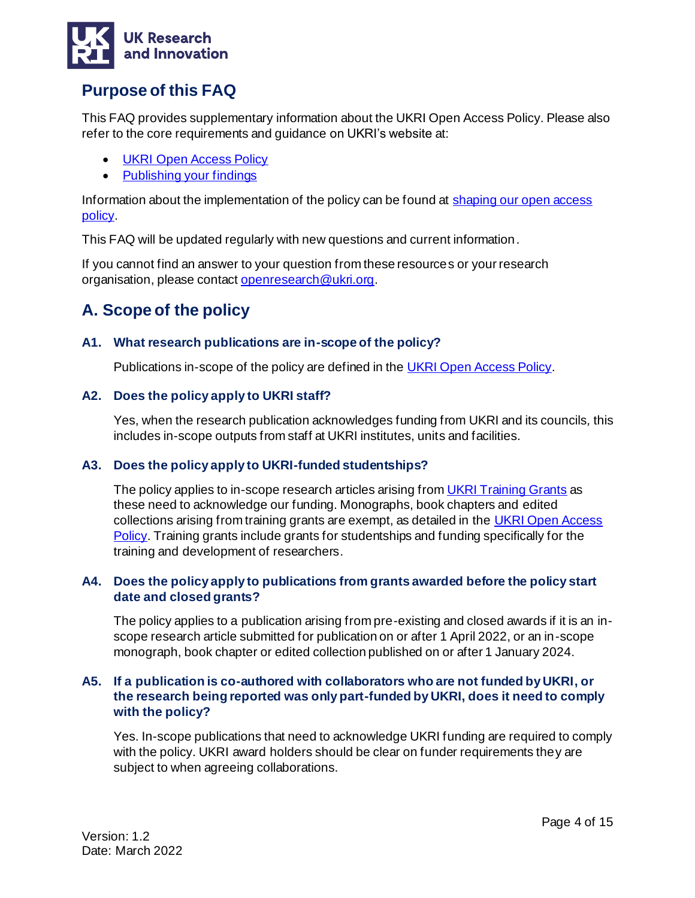## Purpose of this FAQ

This FAQ provides supplementary information about the UKRI Open Access Policy. Please also refer to the core requirements and guidance on UKRI's website at:

- UKRI Open Access Policy
- Publishing your findings

Information about the implementation of the policy can be found at shaping our open access policy.

This FAQ will be updated regularly with new questions and current information.

If you cannot find an answer to your question from these resources or your research organisation, please contact openresearch@ukri.org.

## A. Scope of the policy

### A1. What research publications are in-scope of the policy?

Publications in-scope of the policy are defined in the UKRI Open Access Policy.

### A2. Does the policy apply to UKRI staff?

Yes, when the research publication acknowledges funding from UKRI and its councils, this includes in-scope outputs from staff at UKRI institutes, units and facilities.

### A3. Does the policy apply to UKRI-funded studentships?

The policy applies to in-scope research articles arising from UKRI Training Grants as these need to acknowledge our funding. Monographs, book chapters and edited collections arising from training grants are exempt, as detailed in the UKRI Open Access Policy. Training grants include grants for studentships and funding specifically for the training and development of researchers.

### A4. Does the policy apply to publications from grants awarded before the policy start date and closed grants?

The policy applies to a publication arising from pre-existing and closed awards if it is an in-scope research article submitted for publication on or after 1 April 2022, or an in-scope monograph, book chapter or edited collection published on or after 1 January 2024.

### A5. If a publication is co-authored with collaborators who are not funded by UKRI, or the research being reported was only part-funded by UKRI, does it need to comply with the policy?

Yes. In-scope publications that need to acknowledge UKRI funding are required to comply with the policy. UKRI award holders should be clear on funder requirements they are subject to when agreeing collaborations.

Version: 1.2
Date: March 2022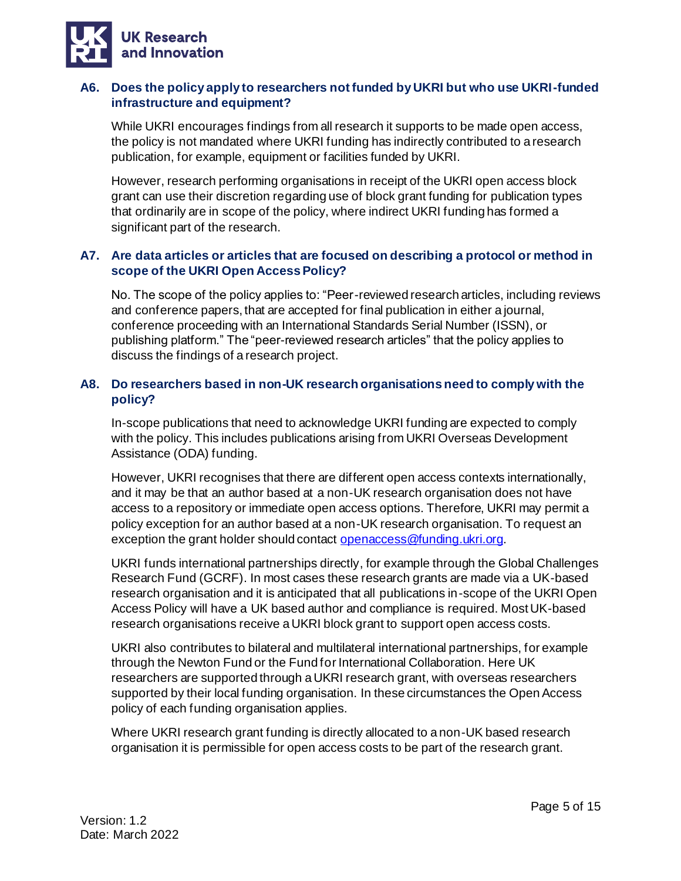### A6. Does the policy apply to researchers not funded by UKRI but who use UKRI-funded infrastructure and equipment?

While UKRI encourages findings from all research it supports to be made open access, the policy is not mandated where UKRI funding has indirectly contributed to a research publication, for example, equipment or facilities funded by UKRI.

However, research performing organisations in receipt of the UKRI open access block grant can use their discretion regarding use of block grant funding for publication types that ordinarily are in scope of the policy, where indirect UKRI funding has formed a significant part of the research.

### A7. Are data articles or articles that are focused on describing a protocol or method in scope of the UKRI Open Access Policy?

No. The scope of the policy applies to: "Peer-reviewed research articles, including reviews and conference papers, that are accepted for final publication in either a journal, conference proceeding with an International Standards Serial Number (ISSN), or publishing platform." The "peer-reviewed research articles" that the policy applies to discuss the findings of a research project.

### A8. Do researchers based in non-UK research organisations need to comply with the policy?

In-scope publications that need to acknowledge UKRI funding are expected to comply with the policy. This includes publications arising from UKRI Overseas Development Assistance (ODA) funding.

However, UKRI recognises that there are different open access contexts internationally, and it may be that an author based at a non-UK research organisation does not have access to a repository or immediate open access options. Therefore, UKRI may permit a policy exception for an author based at a non-UK research organisation. To request an exception the grant holder should contact [openaccess@funding.ukri.org](mailto:openaccess@funding.ukri.org).

UKRI funds international partnerships directly, for example through the Global Challenges Research Fund (GCRF). In most cases these research grants are made via a UK-based research organisation and it is anticipated that all publications in-scope of the UKRI Open Access Policy will have a UK based author and compliance is required. Most UK-based research organisations receive a UKRI block grant to support open access costs.

UKRI also contributes to bilateral and multilateral international partnerships, for example through the Newton Fund or the Fund for International Collaboration. Here UK researchers are supported through a UKRI research grant, with overseas researchers supported by their local funding organisation. In these circumstances the Open Access policy of each funding organisation applies.

Where UKRI research grant funding is directly allocated to a non-UK based research organisation it is permissible for open access costs to be part of the research grant.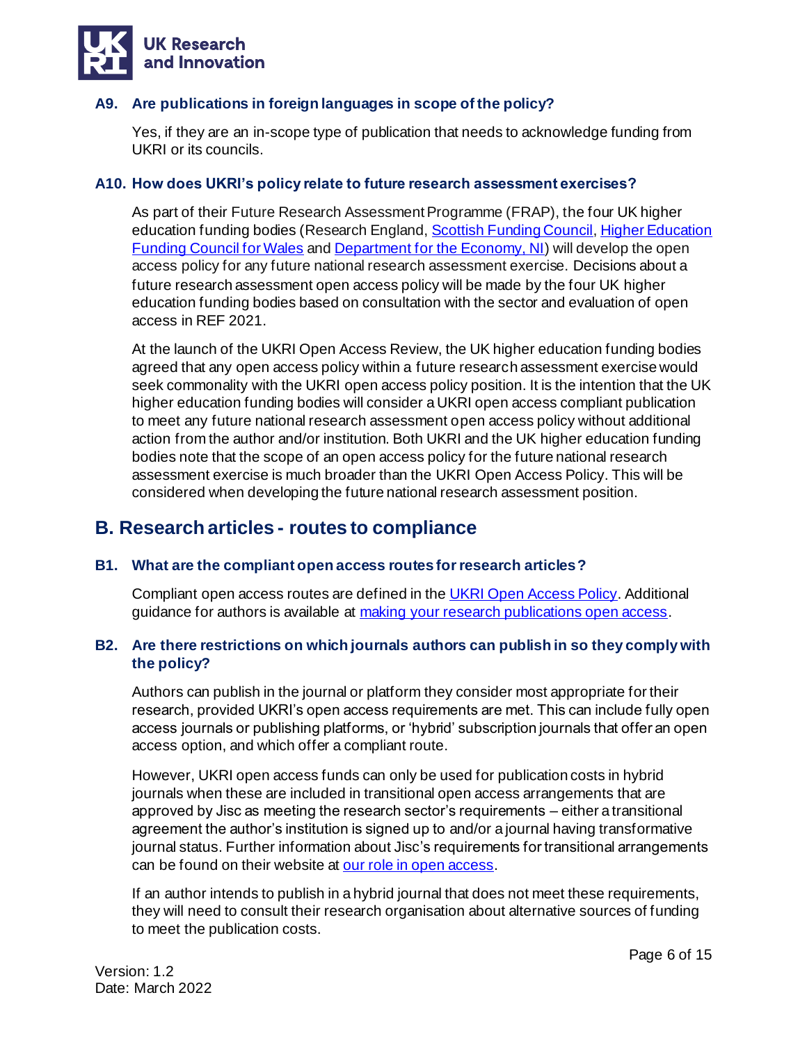### A9. Are publications in foreign languages in scope of the policy?

Yes, if they are an in-scope type of publication that needs to acknowledge funding from UKRI or its councils.

### A10. How does UKRI's policy relate to future research assessment exercises?

As part of their Future Research Assessment Programme (FRAP), the four UK higher education funding bodies (Research England, [Scottish Funding Council](), [Higher Education Funding Council for Wales]() and [Department for the Economy, NI]()) will develop the open access policy for any future national research assessment exercise. Decisions about a future research assessment open access policy will be made by the four UK higher education funding bodies based on consultation with the sector and evaluation of open access in REF 2021.

At the launch of the UKRI Open Access Review, the UK higher education funding bodies agreed that any open access policy within a future research assessment exercise would seek commonality with the UKRI open access policy position. It is the intention that the UK higher education funding bodies will consider a UKRI open access compliant publication to meet any future national research assessment open access policy without additional action from the author and/or institution. Both UKRI and the UK higher education funding bodies note that the scope of an open access policy for the future national research assessment exercise is much broader than the UKRI Open Access Policy. This will be considered when developing the future national research assessment position.

## B. Research articles - routes to compliance

### B1. What are the compliant open access routes for research articles?

Compliant open access routes are defined in the [UKRI Open Access Policy](). Additional guidance for authors is available at [making your research publications open access]().

### B2. Are there restrictions on which journals authors can publish in so they comply with the policy?

Authors can publish in the journal or platform they consider most appropriate for their research, provided UKRI's open access requirements are met. This can include fully open access journals or publishing platforms, or 'hybrid' subscription journals that offer an open access option, and which offer a compliant route.

However, UKRI open access funds can only be used for publication costs in hybrid journals when these are included in transitional open access arrangements that are approved by Jisc as meeting the research sector's requirements – either a transitional agreement the author's institution is signed up to and/or a journal having transformative journal status. Further information about Jisc's requirements for transitional arrangements can be found on their website at [our role in open access]().

If an author intends to publish in a hybrid journal that does not meet these requirements, they will need to consult their research organisation about alternative sources of funding to meet the publication costs.

Version: 1.2
Date: March 2022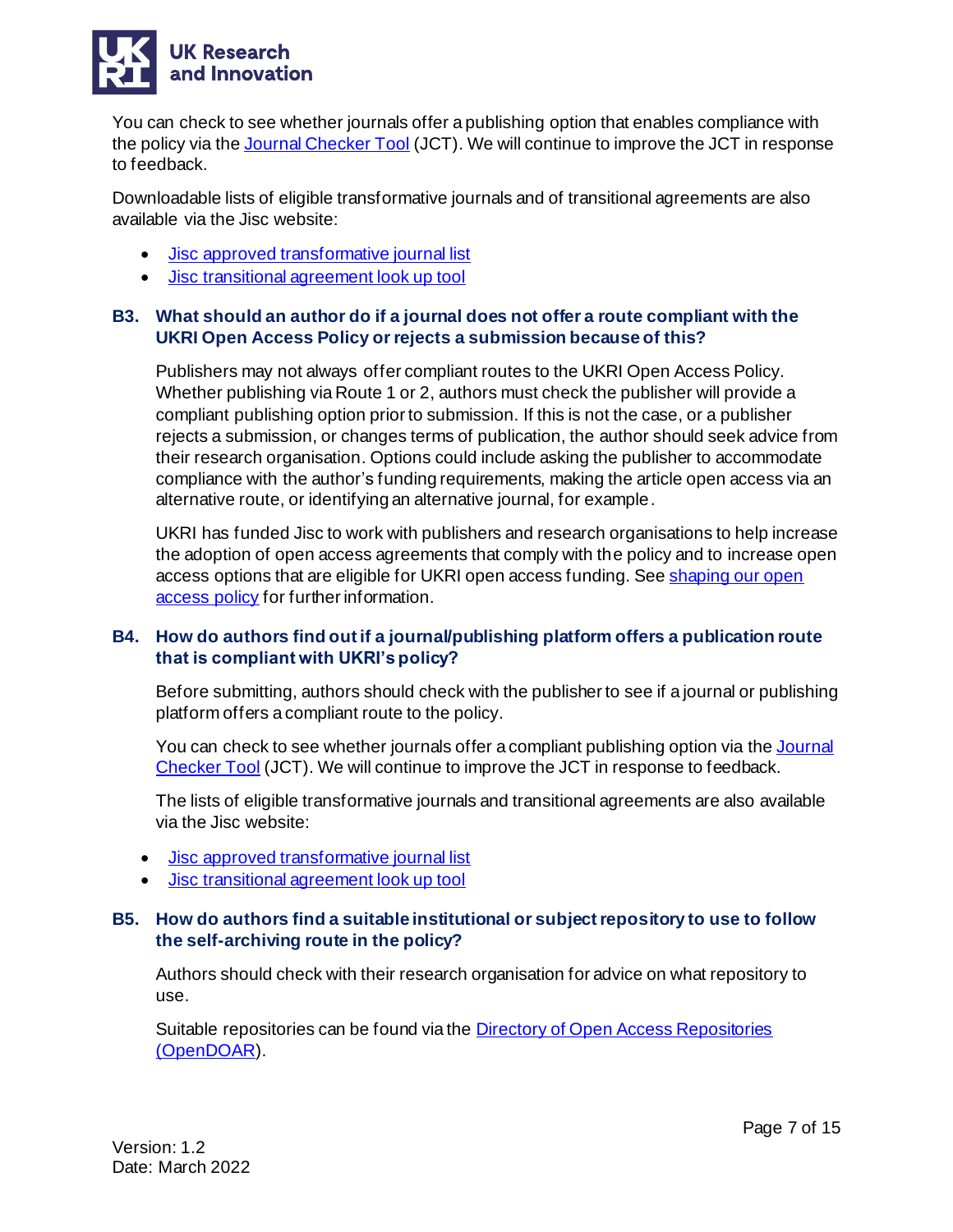You can check to see whether journals offer a publishing option that enables compliance with the policy via the [Journal Checker Tool](#) (JCT). We will continue to improve the JCT in response to feedback.

Downloadable lists of eligible transformative journals and of transitional agreements are also available via the Jisc website:

- [Jisc approved transformative journal list](#)
- [Jisc transitional agreement look up tool](#)

### B3. What should an author do if a journal does not offer a route compliant with the UKRI Open Access Policy or rejects a submission because of this?

Publishers may not always offer compliant routes to the UKRI Open Access Policy. Whether publishing via Route 1 or 2, authors must check the publisher will provide a compliant publishing option prior to submission. If this is not the case, or a publisher rejects a submission, or changes terms of publication, the author should seek advice from their research organisation. Options could include asking the publisher to accommodate compliance with the author's funding requirements, making the article open access via an alternative route, or identifying an alternative journal, for example.

UKRI has funded Jisc to work with publishers and research organisations to help increase the adoption of open access agreements that comply with the policy and to increase open access options that are eligible for UKRI open access funding. See [shaping our open access policy](#) for further information.

### B4. How do authors find out if a journal/publishing platform offers a publication route that is compliant with UKRI's policy?

Before submitting, authors should check with the publisher to see if a journal or publishing platform offers a compliant route to the policy.

You can check to see whether journals offer a compliant publishing option via the [Journal Checker Tool](#) (JCT). We will continue to improve the JCT in response to feedback.

The lists of eligible transformative journals and transitional agreements are also available via the Jisc website:

- [Jisc approved transformative journal list](#)
- [Jisc transitional agreement look up tool](#)

### B5. How do authors find a suitable institutional or subject repository to use to follow the self-archiving route in the policy?

Authors should check with their research organisation for advice on what repository to use.

Suitable repositories can be found via the [Directory of Open Access Repositories (OpenDOAR)](#).

Version: 1.2
Date: March 2022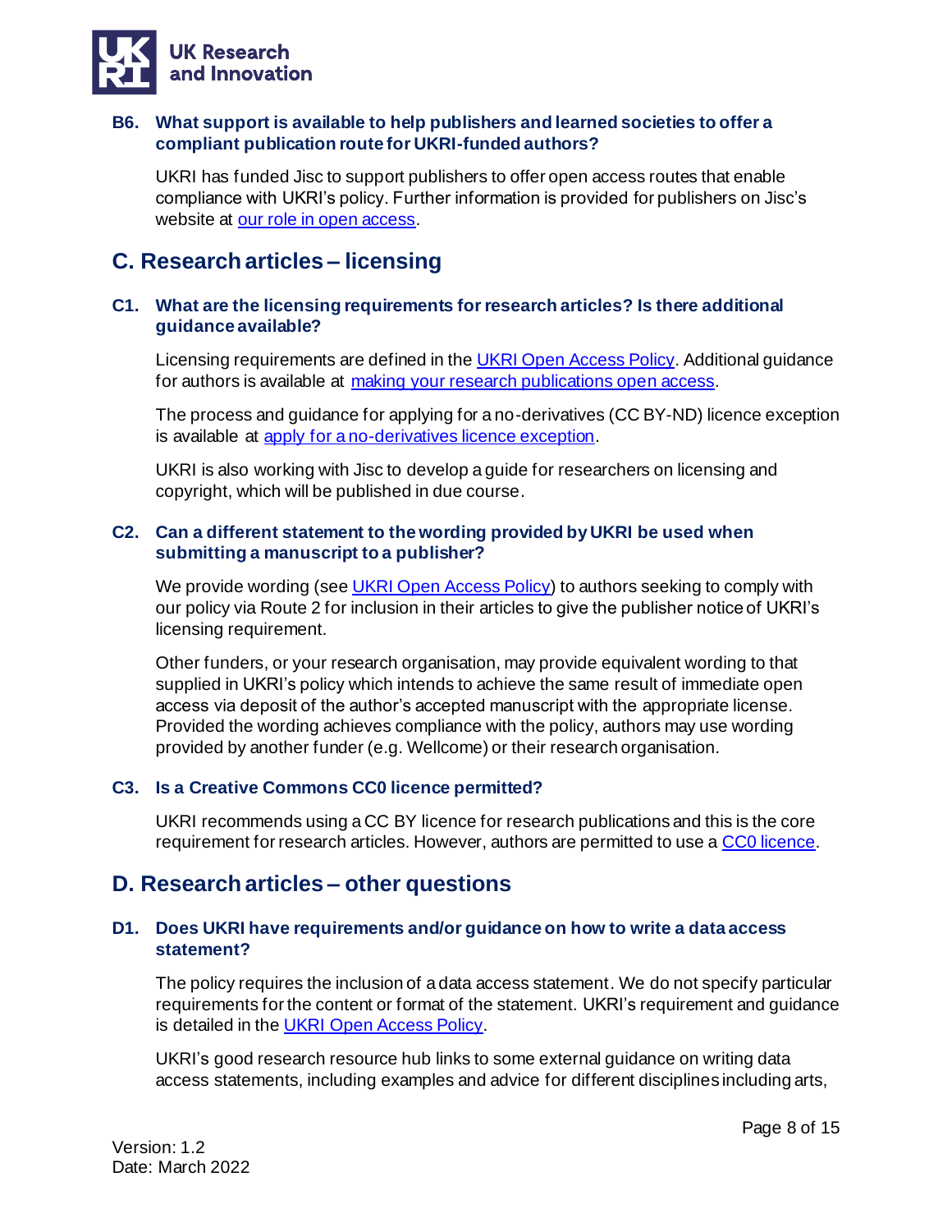### B6. What support is available to help publishers and learned societies to offer a compliant publication route for UKRI-funded authors?

UKRI has funded Jisc to support publishers to offer open access routes that enable compliance with UKRI's policy. Further information is provided for publishers on Jisc's website at our role in open access.

## C. Research articles – licensing

### C1. What are the licensing requirements for research articles? Is there additional guidance available?

Licensing requirements are defined in the UKRI Open Access Policy. Additional guidance for authors is available at making your research publications open access.

The process and guidance for applying for a no-derivatives (CC BY-ND) licence exception is available at apply for a no-derivatives licence exception.

UKRI is also working with Jisc to develop a guide for researchers on licensing and copyright, which will be published in due course.

### C2. Can a different statement to the wording provided by UKRI be used when submitting a manuscript to a publisher?

We provide wording (see UKRI Open Access Policy) to authors seeking to comply with our policy via Route 2 for inclusion in their articles to give the publisher notice of UKRI's licensing requirement.

Other funders, or your research organisation, may provide equivalent wording to that supplied in UKRI's policy which intends to achieve the same result of immediate open access via deposit of the author's accepted manuscript with the appropriate license. Provided the wording achieves compliance with the policy, authors may use wording provided by another funder (e.g. Wellcome) or their research organisation.

### C3. Is a Creative Commons CC0 licence permitted?

UKRI recommends using a CC BY licence for research publications and this is the core requirement for research articles. However, authors are permitted to use a CC0 licence.

## D. Research articles – other questions

### D1. Does UKRI have requirements and/or guidance on how to write a data access statement?

The policy requires the inclusion of a data access statement. We do not specify particular requirements for the content or format of the statement. UKRI's requirement and guidance is detailed in the UKRI Open Access Policy.

UKRI's good research resource hub links to some external guidance on writing data access statements, including examples and advice for different disciplines including arts,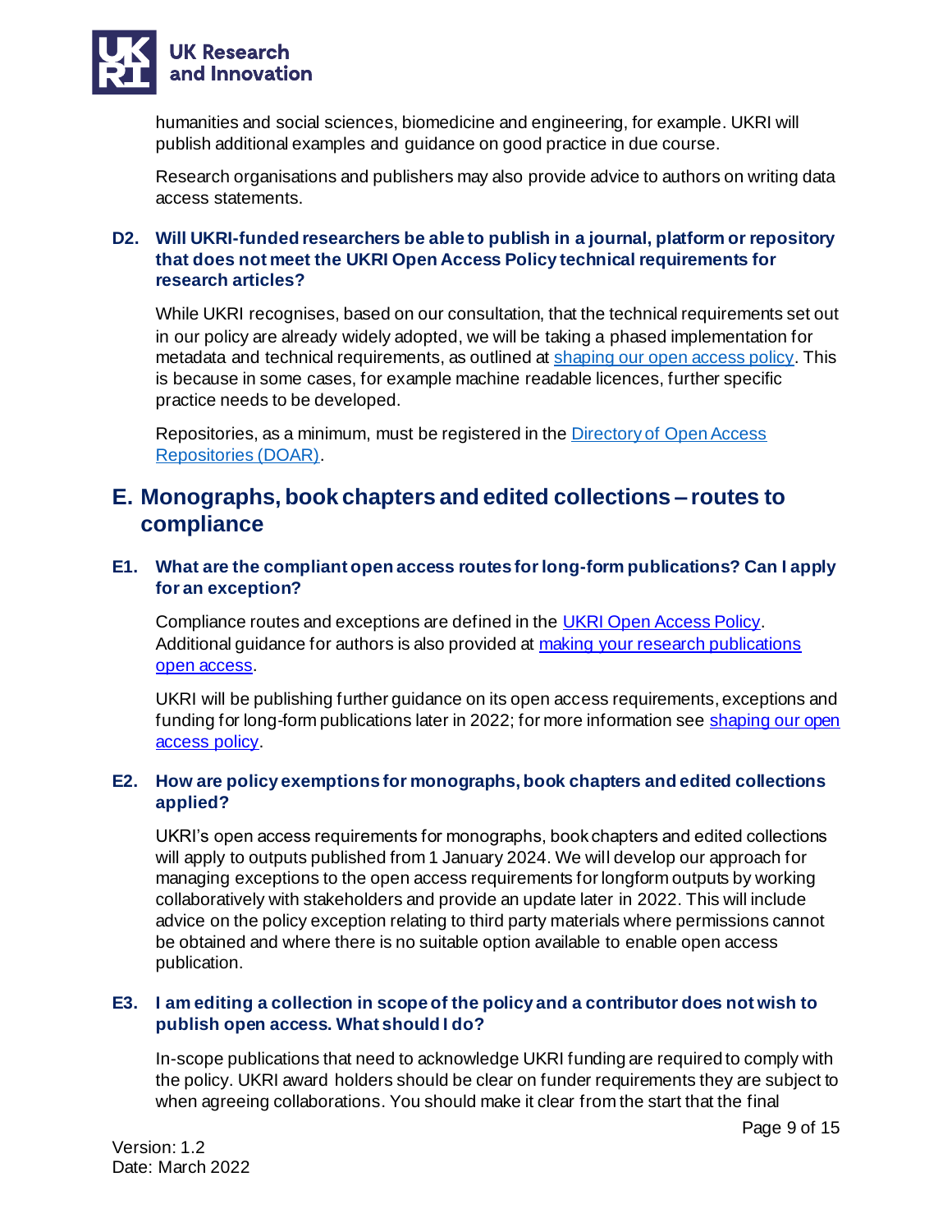humanities and social sciences, biomedicine and engineering, for example. UKRI will publish additional examples and guidance on good practice in due course.

Research organisations and publishers may also provide advice to authors on writing data access statements.

### D2. Will UKRI-funded researchers be able to publish in a journal, platform or repository that does not meet the UKRI Open Access Policy technical requirements for research articles?

While UKRI recognises, based on our consultation, that the technical requirements set out in our policy are already widely adopted, we will be taking a phased implementation for metadata and technical requirements, as outlined at [shaping our open access policy](). This is because in some cases, for example machine readable licences, further specific practice needs to be developed.

Repositories, as a minimum, must be registered in the [Directory of Open Access Repositories (DOAR)]().

## E. Monographs, book chapters and edited collections – routes to compliance

### E1. What are the compliant open access routes for long-form publications? Can I apply for an exception?

Compliance routes and exceptions are defined in the [UKRI Open Access Policy](). Additional guidance for authors is also provided at [making your research publications open access]().

UKRI will be publishing further guidance on its open access requirements, exceptions and funding for long-form publications later in 2022; for more information see [shaping our open access policy]().

### E2. How are policy exemptions for monographs, book chapters and edited collections applied?

UKRI's open access requirements for monographs, book chapters and edited collections will apply to outputs published from 1 January 2024. We will develop our approach for managing exceptions to the open access requirements for longform outputs by working collaboratively with stakeholders and provide an update later in 2022. This will include advice on the policy exception relating to third party materials where permissions cannot be obtained and where there is no suitable option available to enable open access publication.

### E3. I am editing a collection in scope of the policy and a contributor does not wish to publish open access. What should I do?

In-scope publications that need to acknowledge UKRI funding are required to comply with the policy. UKRI award holders should be clear on funder requirements they are subject to when agreeing collaborations. You should make it clear from the start that the final

Version: 1.2
Date: March 2022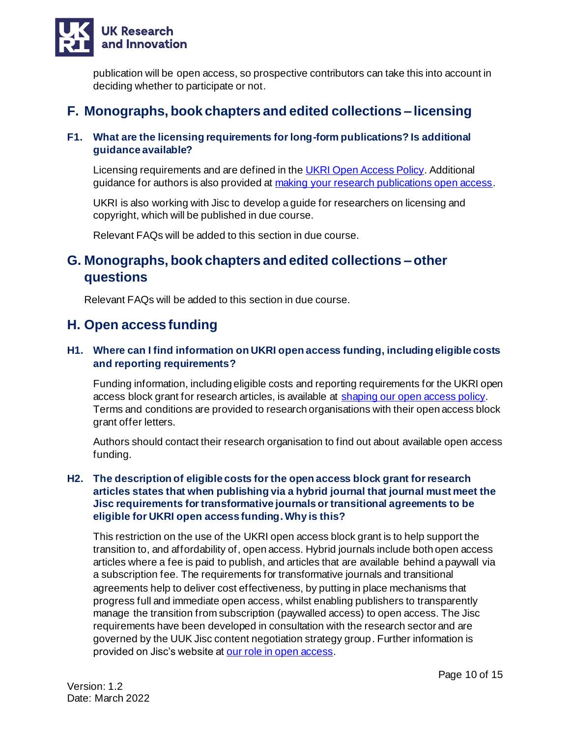publication will be open access, so prospective contributors can take this into account in deciding whether to participate or not.

## F. Monographs, book chapters and edited collections – licensing

### F1. What are the licensing requirements for long-form publications? Is additional guidance available?

Licensing requirements and are defined in the UKRI Open Access Policy. Additional guidance for authors is also provided at making your research publications open access.

UKRI is also working with Jisc to develop a guide for researchers on licensing and copyright, which will be published in due course.

Relevant FAQs will be added to this section in due course.

## G. Monographs, book chapters and edited collections – other questions

Relevant FAQs will be added to this section in due course.

## H. Open access funding

### H1. Where can I find information on UKRI open access funding, including eligible costs and reporting requirements?

Funding information, including eligible costs and reporting requirements for the UKRI open access block grant for research articles, is available at shaping our open access policy. Terms and conditions are provided to research organisations with their open access block grant offer letters.

Authors should contact their research organisation to find out about available open access funding.

### H2. The description of eligible costs for the open access block grant for research articles states that when publishing via a hybrid journal that journal must meet the Jisc requirements for transformative journals or transitional agreements to be eligible for UKRI open access funding. Why is this?

This restriction on the use of the UKRI open access block grant is to help support the transition to, and affordability of, open access. Hybrid journals include both open access articles where a fee is paid to publish, and articles that are available behind a paywall via a subscription fee. The requirements for transformative journals and transitional agreements help to deliver cost effectiveness, by putting in place mechanisms that progress full and immediate open access, whilst enabling publishers to transparently manage the transition from subscription (paywalled access) to open access. The Jisc requirements have been developed in consultation with the research sector and are governed by the UUK Jisc content negotiation strategy group. Further information is provided on Jisc's website at our role in open access.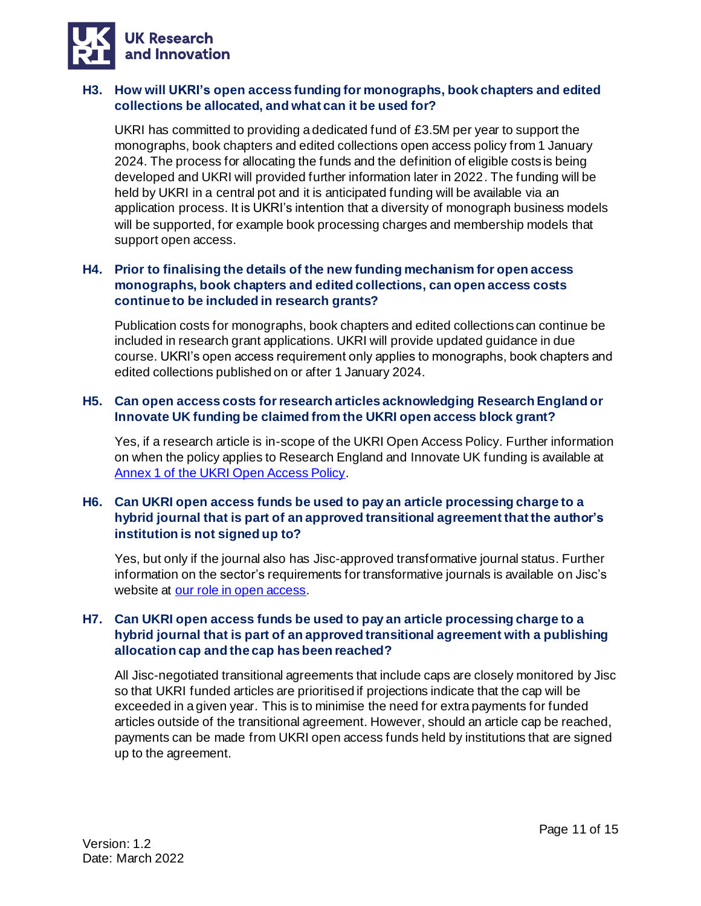### H3. How will UKRI's open access funding for monographs, book chapters and edited collections be allocated, and what can it be used for?

UKRI has committed to providing a dedicated fund of £3.5M per year to support the monographs, book chapters and edited collections open access policy from 1 January 2024. The process for allocating the funds and the definition of eligible costs is being developed and UKRI will provided further information later in 2022. The funding will be held by UKRI in a central pot and it is anticipated funding will be available via an application process. It is UKRI's intention that a diversity of monograph business models will be supported, for example book processing charges and membership models that support open access.

### H4. Prior to finalising the details of the new funding mechanism for open access monographs, book chapters and edited collections, can open access costs continue to be included in research grants?

Publication costs for monographs, book chapters and edited collections can continue be included in research grant applications. UKRI will provide updated guidance in due course. UKRI's open access requirement only applies to monographs, book chapters and edited collections published on or after 1 January 2024.

### H5. Can open access costs for research articles acknowledging Research England or Innovate UK funding be claimed from the UKRI open access block grant?

Yes, if a research article is in-scope of the UKRI Open Access Policy. Further information on when the policy applies to Research England and Innovate UK funding is available at [Annex 1 of the UKRI Open Access Policy](#).

### H6. Can UKRI open access funds be used to pay an article processing charge to a hybrid journal that is part of an approved transitional agreement that the author's institution is not signed up to?

Yes, but only if the journal also has Jisc-approved transformative journal status. Further information on the sector's requirements for transformative journals is available on Jisc's website at [our role in open access](#).

### H7. Can UKRI open access funds be used to pay an article processing charge to a hybrid journal that is part of an approved transitional agreement with a publishing allocation cap and the cap has been reached?

All Jisc-negotiated transitional agreements that include caps are closely monitored by Jisc so that UKRI funded articles are prioritised if projections indicate that the cap will be exceeded in a given year. This is to minimise the need for extra payments for funded articles outside of the transitional agreement. However, should an article cap be reached, payments can be made from UKRI open access funds held by institutions that are signed up to the agreement.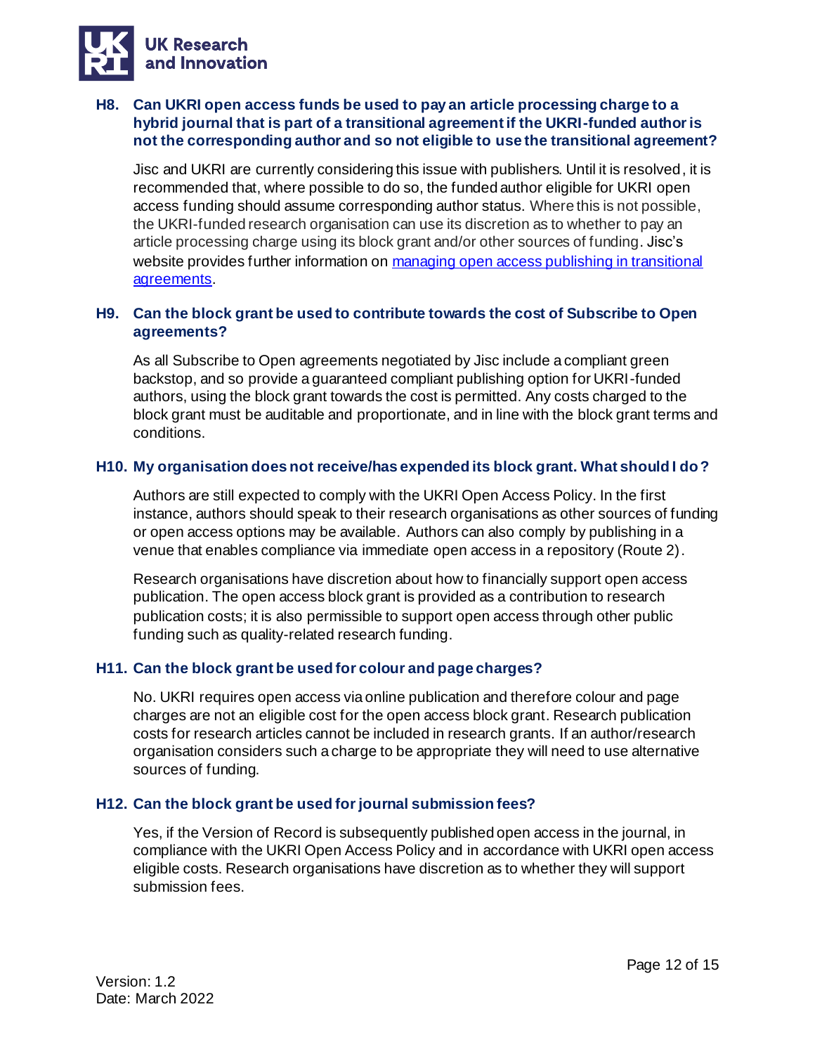### H8. Can UKRI open access funds be used to pay an article processing charge to a hybrid journal that is part of a transitional agreement if the UKRI-funded author is not the corresponding author and so not eligible to use the transitional agreement?

Jisc and UKRI are currently considering this issue with publishers. Until it is resolved, it is recommended that, where possible to do so, the funded author eligible for UKRI open access funding should assume corresponding author status. Where this is not possible, the UKRI-funded research organisation can use its discretion as to whether to pay an article processing charge using its block grant and/or other sources of funding. Jisc's website provides further information on [managing open access publishing in transitional agreements](managing open access publishing in transitional agreements).

### H9. Can the block grant be used to contribute towards the cost of Subscribe to Open agreements?

As all Subscribe to Open agreements negotiated by Jisc include a compliant green backstop, and so provide a guaranteed compliant publishing option for UKRI-funded authors, using the block grant towards the cost is permitted. Any costs charged to the block grant must be auditable and proportionate, and in line with the block grant terms and conditions.

### H10. My organisation does not receive/has expended its block grant. What should I do?

Authors are still expected to comply with the UKRI Open Access Policy. In the first instance, authors should speak to their research organisations as other sources of funding or open access options may be available. Authors can also comply by publishing in a venue that enables compliance via immediate open access in a repository (Route 2).

Research organisations have discretion about how to financially support open access publication. The open access block grant is provided as a contribution to research publication costs; it is also permissible to support open access through other public funding such as quality-related research funding.

### H11. Can the block grant be used for colour and page charges?

No. UKRI requires open access via online publication and therefore colour and page charges are not an eligible cost for the open access block grant. Research publication costs for research articles cannot be included in research grants. If an author/research organisation considers such a charge to be appropriate they will need to use alternative sources of funding.

### H12. Can the block grant be used for journal submission fees?

Yes, if the Version of Record is subsequently published open access in the journal, in compliance with the UKRI Open Access Policy and in accordance with UKRI open access eligible costs. Research organisations have discretion as to whether they will support submission fees.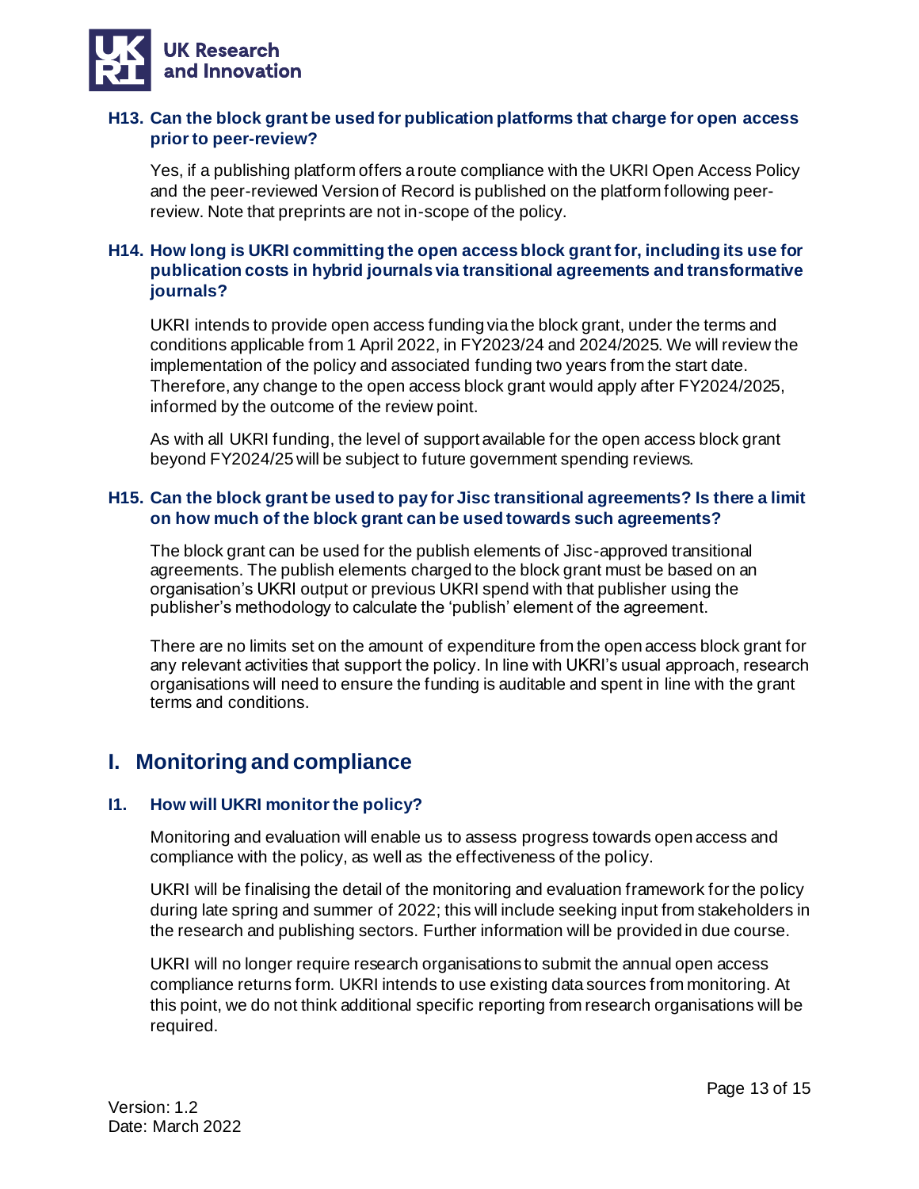### H13. Can the block grant be used for publication platforms that charge for open access prior to peer-review?

Yes, if a publishing platform offers a route compliance with the UKRI Open Access Policy and the peer-reviewed Version of Record is published on the platform following peer-review. Note that preprints are not in-scope of the policy.

### H14. How long is UKRI committing the open access block grant for, including its use for publication costs in hybrid journals via transitional agreements and transformative journals?

UKRI intends to provide open access funding via the block grant, under the terms and conditions applicable from 1 April 2022, in FY2023/24 and 2024/2025. We will review the implementation of the policy and associated funding two years from the start date. Therefore, any change to the open access block grant would apply after FY2024/2025, informed by the outcome of the review point.

As with all UKRI funding, the level of support available for the open access block grant beyond FY2024/25 will be subject to future government spending reviews.

### H15. Can the block grant be used to pay for Jisc transitional agreements? Is there a limit on how much of the block grant can be used towards such agreements?

The block grant can be used for the publish elements of Jisc-approved transitional agreements. The publish elements charged to the block grant must be based on an organisation's UKRI output or previous UKRI spend with that publisher using the publisher's methodology to calculate the 'publish' element of the agreement.

There are no limits set on the amount of expenditure from the open access block grant for any relevant activities that support the policy. In line with UKRI's usual approach, research organisations will need to ensure the funding is auditable and spent in line with the grant terms and conditions.

## I. Monitoring and compliance

### I1. How will UKRI monitor the policy?

Monitoring and evaluation will enable us to assess progress towards open access and compliance with the policy, as well as the effectiveness of the policy.

UKRI will be finalising the detail of the monitoring and evaluation framework for the policy during late spring and summer of 2022; this will include seeking input from stakeholders in the research and publishing sectors. Further information will be provided in due course.

UKRI will no longer require research organisations to submit the annual open access compliance returns form. UKRI intends to use existing data sources from monitoring. At this point, we do not think additional specific reporting from research organisations will be required.

Version: 1.2
Date: March 2022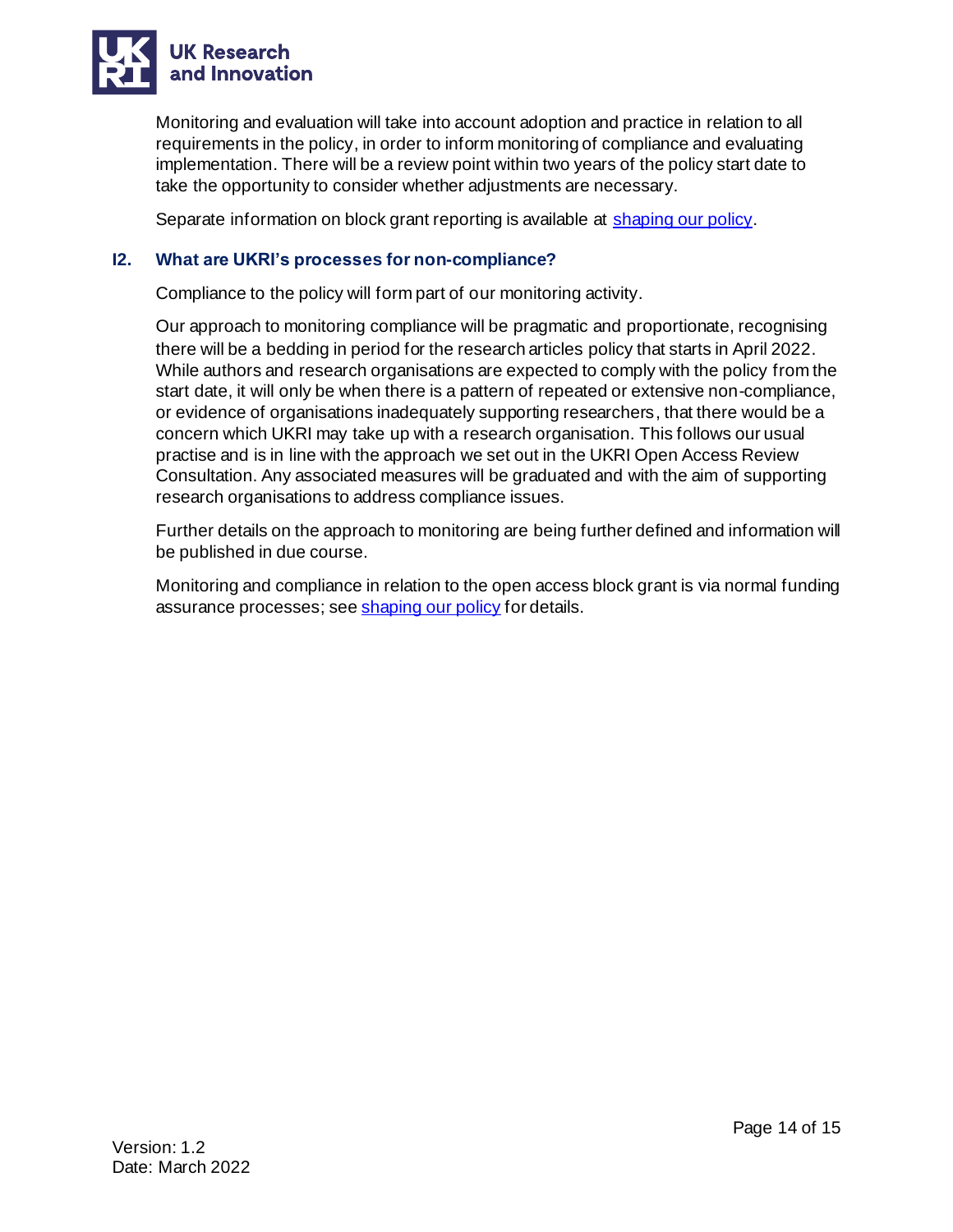Monitoring and evaluation will take into account adoption and practice in relation to all requirements in the policy, in order to inform monitoring of compliance and evaluating implementation. There will be a review point within two years of the policy start date to take the opportunity to consider whether adjustments are necessary.

Separate information on block grant reporting is available at [shaping our policy](shaping our policy).

### I2. What are UKRI's processes for non-compliance?

Compliance to the policy will form part of our monitoring activity.

Our approach to monitoring compliance will be pragmatic and proportionate, recognising there will be a bedding in period for the research articles policy that starts in April 2022. While authors and research organisations are expected to comply with the policy from the start date, it will only be when there is a pattern of repeated or extensive non-compliance, or evidence of organisations inadequately supporting researchers, that there would be a concern which UKRI may take up with a research organisation. This follows our usual practise and is in line with the approach we set out in the UKRI Open Access Review Consultation. Any associated measures will be graduated and with the aim of supporting research organisations to address compliance issues.

Further details on the approach to monitoring are being further defined and information will be published in due course.

Monitoring and compliance in relation to the open access block grant is via normal funding assurance processes; see [shaping our policy](shaping our policy) for details.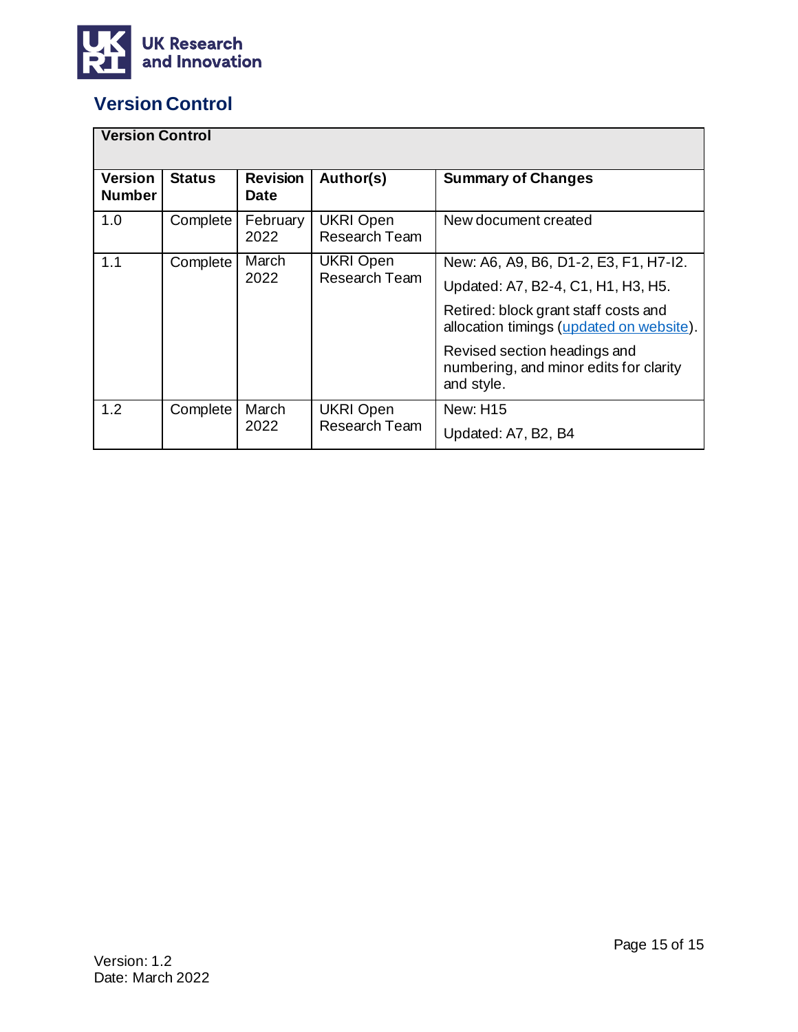## Version Control

| Version Control | | | | |
|---|---|---|---|---|
| **Version Number** | **Status** | **Revision Date** | **Author(s)** | **Summary of Changes** |
| 1.0 | Complete | February 2022 | UKRI Open Research Team | New document created |
| 1.1 | Complete | March 2022 | UKRI Open Research Team | New: A6, A9, B6, D1-2, E3, F1, H7-I2.<br>Updated: A7, B2-4, C1, H1, H3, H5.<br>Retired: block grant staff costs and allocation timings (updated on website).<br>Revised section headings and numbering, and minor edits for clarity and style. |
| 1.2 | Complete | March 2022 | UKRI Open Research Team | New: H15<br>Updated: A7, B2, B4 |

Version: 1.2
Date: March 2022